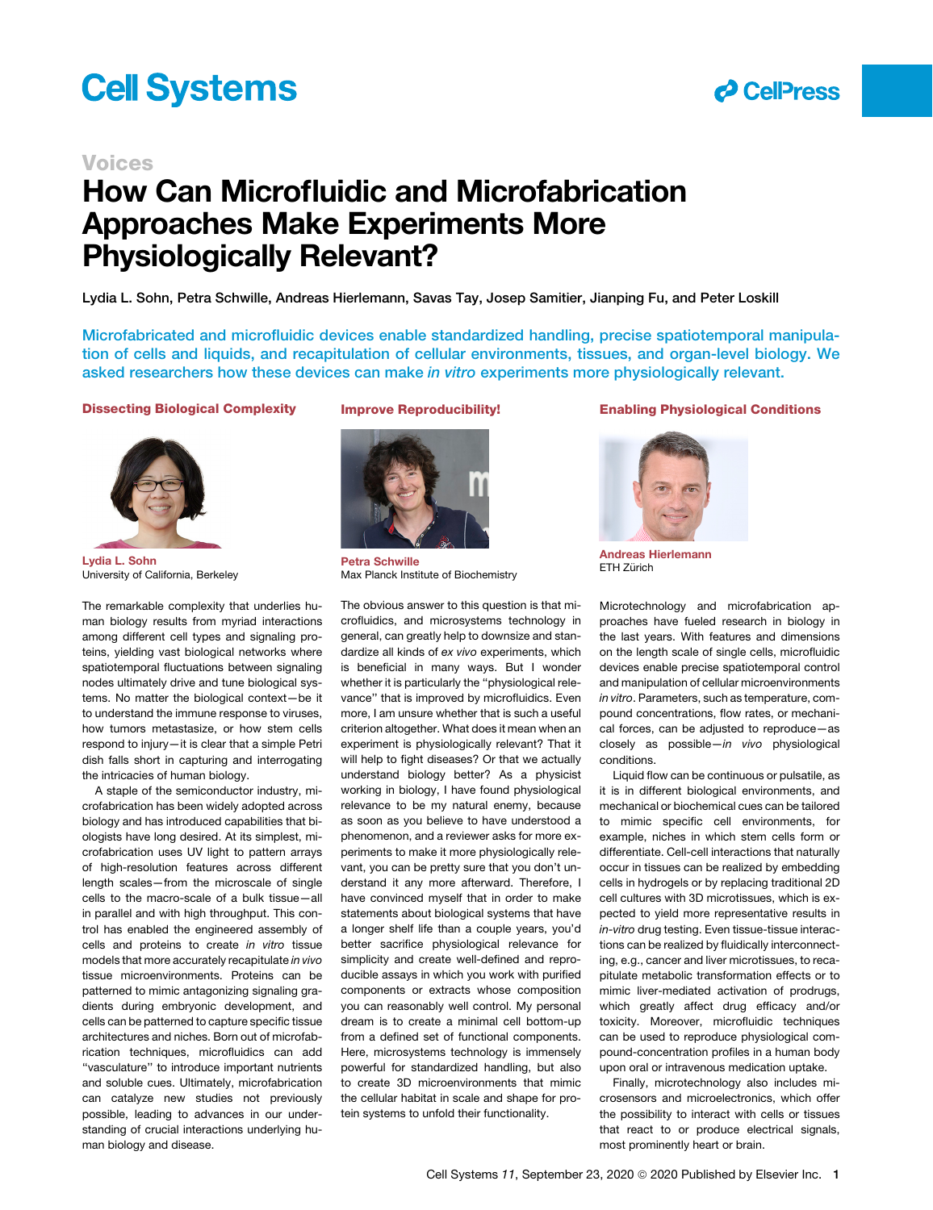Voices

# How Can Microfluidic and Microfabrication Approaches Make Experiments More Physiologically Relevant?

Lydia L. Sohn, Petra Schwille, Andreas Hierlemann, Savas Tay, Josep Samitier, Jianping Fu, and Peter Loskill

**Microfabricated and microfluidic devices enable standardized handling, precise spatiotemporal manipulation of cells and liquids, and recapitulation of cellular environments, tissues, and organ-level biology. We asked researchers how these devices can make *in vitro* experiments more physiologically relevant.**

## Dissecting Biological Complexity

**Lydia L. Sohn**
University of California, Berkeley

The remarkable complexity that underlies human biology results from myriad interactions among different cell types and signaling proteins, yielding vast biological networks where spatiotemporal fluctuations between signaling nodes ultimately drive and tune biological systems. No matter the biological context—be it to understand the immune response to viruses, how tumors metastasize, or how stem cells respond to injury—it is clear that a simple Petri dish falls short in capturing and interrogating the intricacies of human biology.

A staple of the semiconductor industry, microfabrication has been widely adopted across biology and has introduced capabilities that biologists have long desired. At its simplest, microfabrication uses UV light to pattern arrays of high-resolution features across different length scales—from the microscale of single cells to the macro-scale of a bulk tissue—all in parallel and with high throughput. This control has enabled the engineered assembly of cells and proteins to create *in vitro* tissue models that more accurately recapitulate *in vivo* tissue microenvironments. Proteins can be patterned to mimic antagonizing signaling gradients during embryonic development, and cells can be patterned to capture specific tissue architectures and niches. Born out of microfabrication techniques, microfluidics can add "vasculature" to introduce important nutrients and soluble cues. Ultimately, microfabrication can catalyze new studies not previously possible, leading to advances in our understanding of crucial interactions underlying human biology and disease.

## Improve Reproducibility!

**Petra Schwille**
Max Planck Institute of Biochemistry

The obvious answer to this question is that microfluidics, and microsystems technology in general, can greatly help to downsize and standardize all kinds of *ex vivo* experiments, which is beneficial in many ways. But I wonder whether it is particularly the "physiological relevance" that is improved by microfluidics. Even more, I am unsure whether that is such a useful criterion altogether. What does it mean when an experiment is physiologically relevant? That it will help to fight diseases? Or that we actually understand biology better? As a physicist working in biology, I have found physiological relevance to be my natural enemy, because as soon as you believe to have understood a phenomenon, and a reviewer asks for more experiments to make it more physiologically relevant, you can be pretty sure that you don't understand it any more afterward. Therefore, I have convinced myself that in order to make statements about biological systems that have a longer shelf life than a couple years, you'd better sacrifice physiological relevance for simplicity and create well-defined and reproducible assays in which you work with purified components or extracts whose composition you can reasonably well control. My personal dream is to create a minimal cell bottom-up from a defined set of functional components. Here, microsystems technology is immensely powerful for standardized handling, but also to create 3D microenvironments that mimic the cellular habitat in scale and shape for protein systems to unfold their functionality.

## Enabling Physiological Conditions

**Andreas Hierlemann**
ETH Zürich

Microtechnology and microfabrication approaches have fueled research in biology in the last years. With features and dimensions on the length scale of single cells, microfluidic devices enable precise spatiotemporal control and manipulation of cellular microenvironments *in vitro*. Parameters, such as temperature, compound concentrations, flow rates, or mechanical forces, can be adjusted to reproduce—as closely as possible—*in vivo* physiological conditions.

Liquid flow can be continuous or pulsatile, as it is in different biological environments, and mechanical or biochemical cues can be tailored to mimic specific cell environments, for example, niches in which stem cells form or differentiate. Cell-cell interactions that naturally occur in tissues can be realized by embedding cells in hydrogels or by replacing traditional 2D cell cultures with 3D microtissues, which is expected to yield more representative results in *in-vitro* drug testing. Even tissue-tissue interactions can be realized by fluidically interconnecting, e.g., cancer and liver microtissues, to recapitulate metabolic transformation effects or to mimic liver-mediated activation of prodrugs, which greatly affect drug efficacy and/or toxicity. Moreover, microfluidic techniques can be used to reproduce physiological compound-concentration profiles in a human body upon oral or intravenous medication uptake.

Finally, microtechnology also includes microsensors and microelectronics, which offer the possibility to interact with cells or tissues that react to or produce electrical signals, most prominently heart or brain.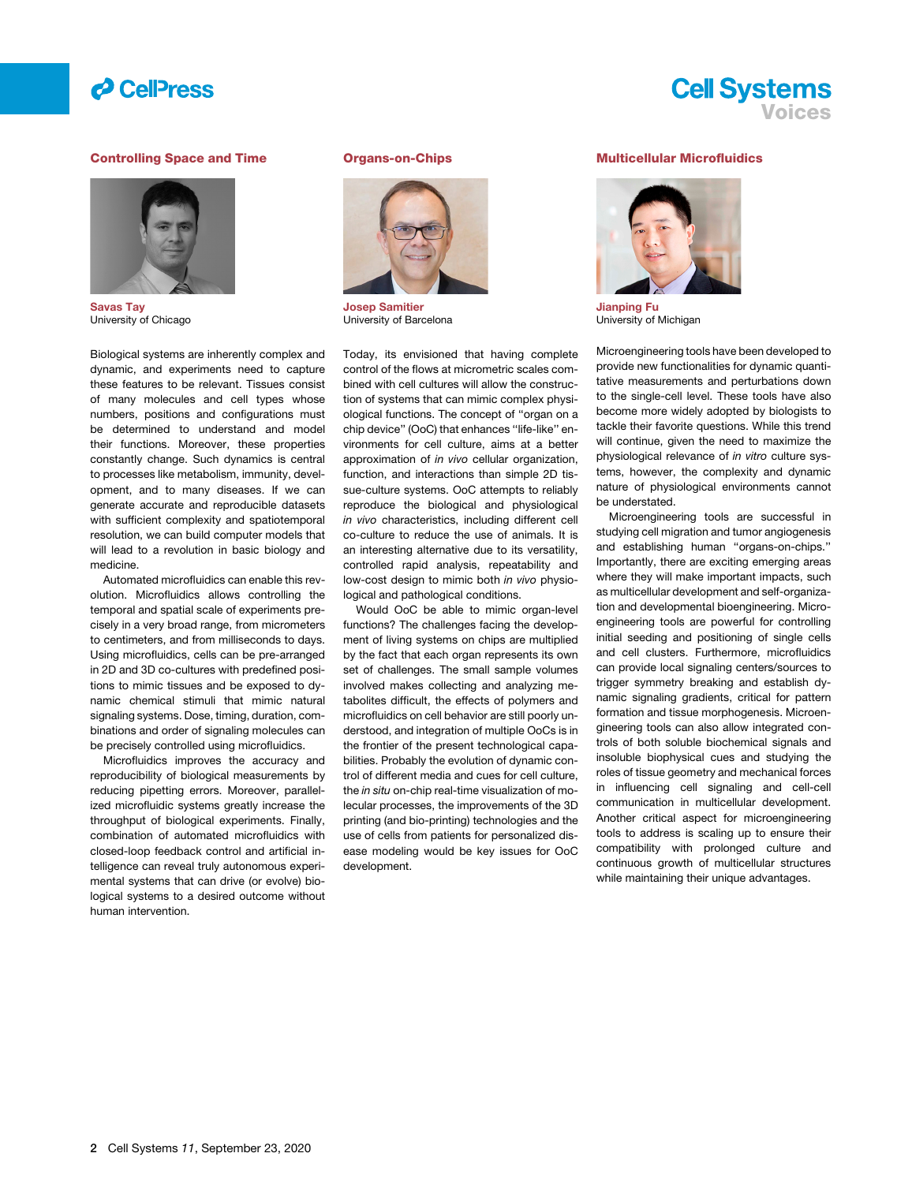## Controlling Space and Time

**Savas Tay**
University of Chicago

Biological systems are inherently complex and dynamic, and experiments need to capture these features to be relevant. Tissues consist of many molecules and cell types whose numbers, positions and configurations must be determined to understand and model their functions. Moreover, these properties constantly change. Such dynamics is central to processes like metabolism, immunity, development, and to many diseases. If we can generate accurate and reproducible datasets with sufficient complexity and spatiotemporal resolution, we can build computer models that will lead to a revolution in basic biology and medicine.

Automated microfluidics can enable this revolution. Microfluidics allows controlling the temporal and spatial scale of experiments precisely in a very broad range, from micrometers to centimeters, and from milliseconds to days. Using microfluidics, cells can be pre-arranged in 2D and 3D co-cultures with predefined positions to mimic tissues and be exposed to dynamic chemical stimuli that mimic natural signaling systems. Dose, timing, duration, combinations and order of signaling molecules can be precisely controlled using microfluidics.

Microfluidics improves the accuracy and reproducibility of biological measurements by reducing pipetting errors. Moreover, parallelized microfluidic systems greatly increase the throughput of biological experiments. Finally, combination of automated microfluidics with closed-loop feedback control and artificial intelligence can reveal truly autonomous experimental systems that can drive (or evolve) biological systems to a desired outcome without human intervention.

## Organs-on-Chips

**Josep Samitier**
University of Barcelona

Today, its envisioned that having complete control of the flows at micrometric scales combined with cell cultures will allow the construction of systems that can mimic complex physiological functions. The concept of "organ on a chip device" (OoC) that enhances "life-like" environments for cell culture, aims at a better approximation of *in vivo* cellular organization, function, and interactions than simple 2D tissue-culture systems. OoC attempts to reliably reproduce the biological and physiological *in vivo* characteristics, including different cell co-culture to reduce the use of animals. It is an interesting alternative due to its versatility, controlled rapid analysis, repeatability and low-cost design to mimic both *in vivo* physiological and pathological conditions.

Would OoC be able to mimic organ-level functions? The challenges facing the development of living systems on chips are multiplied by the fact that each organ represents its own set of challenges. The small sample volumes involved makes collecting and analyzing metabolites difficult, the effects of polymers and microfluidics on cell behavior are still poorly understood, and integration of multiple OoCs is in the frontier of the present technological capabilities. Probably the evolution of dynamic control of different media and cues for cell culture, the *in situ* on-chip real-time visualization of molecular processes, the improvements of the 3D printing (and bio-printing) technologies and the use of cells from patients for personalized disease modeling would be key issues for OoC development.

## Multicellular Microfluidics

**Jianping Fu**
University of Michigan

Microengineering tools have been developed to provide new functionalities for dynamic quantitative measurements and perturbations down to the single-cell level. These tools have also become more widely adopted by biologists to tackle their favorite questions. While this trend will continue, given the need to maximize the physiological relevance of *in vitro* culture systems, however, the complexity and dynamic nature of physiological environments cannot be understated.

Microengineering tools are successful in studying cell migration and tumor angiogenesis and establishing human "organs-on-chips." Importantly, there are exciting emerging areas where they will make important impacts, such as multicellular development and self-organization and developmental bioengineering. Microengineering tools are powerful for controlling initial seeding and positioning of single cells and cell clusters. Furthermore, microfluidics can provide local signaling centers/sources to trigger symmetry breaking and establish dynamic signaling gradients, critical for pattern formation and tissue morphogenesis. Microengineering tools can also allow integrated controls of both soluble biochemical signals and insoluble biophysical cues and studying the roles of tissue geometry and mechanical forces in influencing cell signaling and cell-cell communication in multicellular development. Another critical aspect for microengineering tools to address is scaling up to ensure their compatibility with prolonged culture and continuous growth of multicellular structures while maintaining their unique advantages.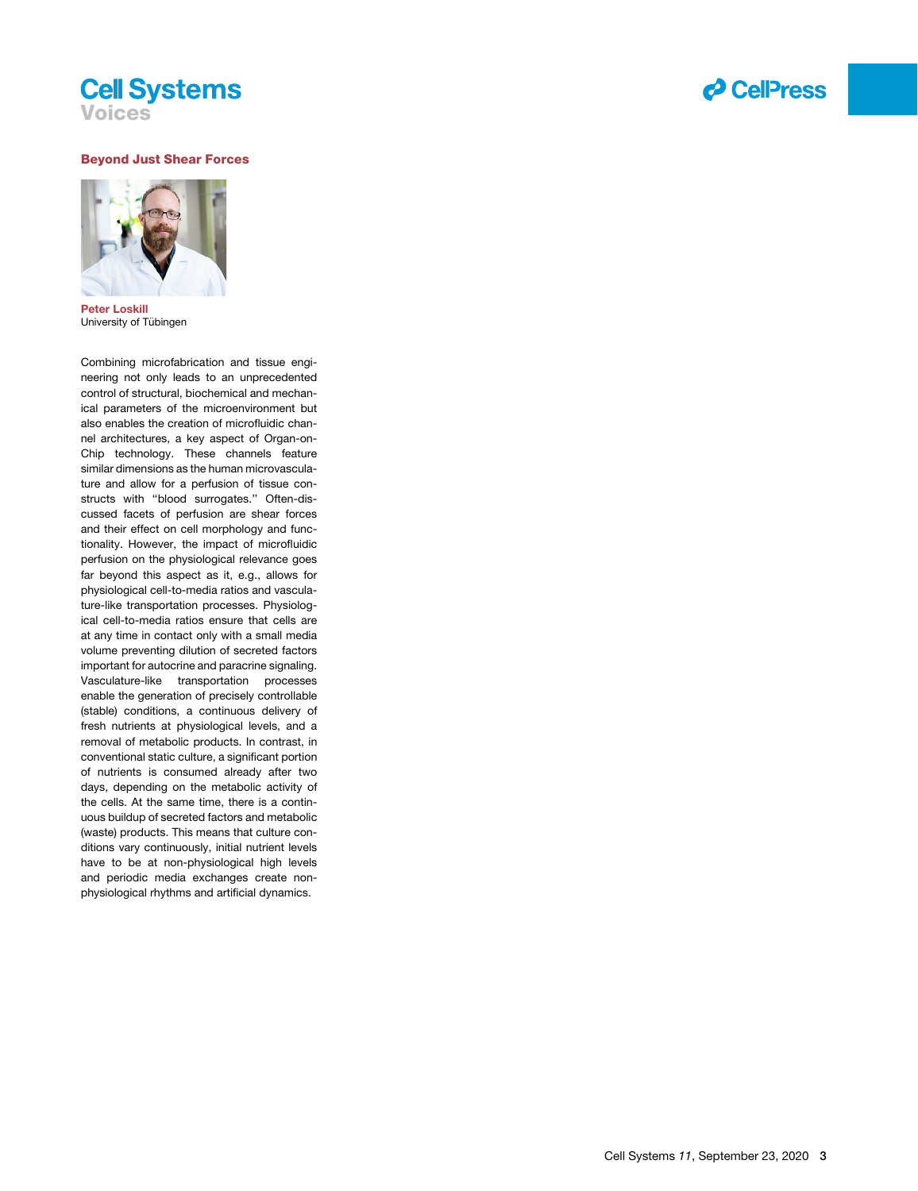### Beyond Just Shear Forces

**Peter Loskill**
University of Tübingen

Combining microfabrication and tissue engineering not only leads to an unprecedented control of structural, biochemical and mechanical parameters of the microenvironment but also enables the creation of microfluidic channel architectures, a key aspect of Organ-on-Chip technology. These channels feature similar dimensions as the human microvasculature and allow for a perfusion of tissue constructs with "blood surrogates." Often-discussed facets of perfusion are shear forces and their effect on cell morphology and functionality. However, the impact of microfluidic perfusion on the physiological relevance goes far beyond this aspect as it, e.g., allows for physiological cell-to-media ratios and vasculature-like transportation processes. Physiological cell-to-media ratios ensure that cells are at any time in contact only with a small media volume preventing dilution of secreted factors important for autocrine and paracrine signaling. Vasculature-like transportation processes enable the generation of precisely controllable (stable) conditions, a continuous delivery of fresh nutrients at physiological levels, and a removal of metabolic products. In contrast, in conventional static culture, a significant portion of nutrients is consumed already after two days, depending on the metabolic activity of the cells. At the same time, there is a continuous buildup of secreted factors and metabolic (waste) products. This means that culture conditions vary continuously, initial nutrient levels have to be at non-physiological high levels and periodic media exchanges create non-physiological rhythms and artificial dynamics.